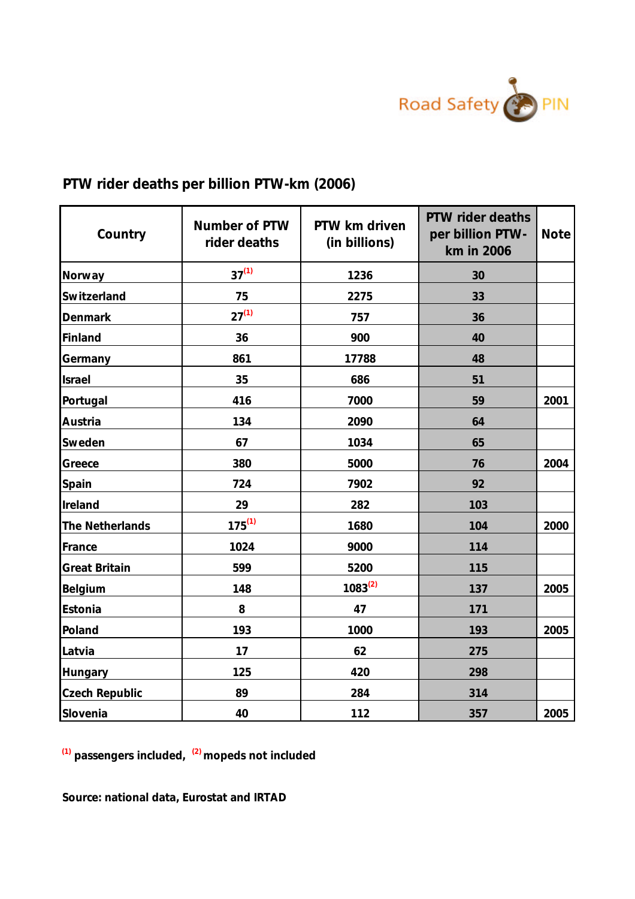## PTW rider deaths per billion PTW-km (2006)

| Country | Number of PTW rider deaths | PTW km driven (in billions) | PTW rider deaths per billion PTW-km in 2006 | Note |
|---|---|---|---|---|
| Norway | 37[1] | 1236 | 30 | |
| Switzerland | 75 | 2275 | 33 | |
| Denmark | 27[1] | 757 | 36 | |
| Finland | 36 | 900 | 40 | |
| Germany | 861 | 17788 | 48 | |
| Israel | 35 | 686 | 51 | |
| Portugal | 416 | 7000 | 59 | 2001 |
| Austria | 134 | 2090 | 64 | |
| Sweden | 67 | 1034 | 65 | |
| Greece | 380 | 5000 | 76 | 2004 |
| Spain | 724 | 7902 | 92 | |
| Ireland | 29 | 282 | 103 | |
| The Netherlands | 175[1] | 1680 | 104 | 2000 |
| France | 1024 | 9000 | 114 | |
| Great Britain | 599 | 5200 | 115 | |
| Belgium | 148 | 1083[2] | 137 | 2005 |
| Estonia | 8 | 47 | 171 | |
| Poland | 193 | 1000 | 193 | 2005 |
| Latvia | 17 | 62 | 275 | |
| Hungary | 125 | 420 | 298 | |
| Czech Republic | 89 | 284 | 314 | |
| Slovenia | 40 | 112 | 357 | 2005 |

[1] passengers included, [2] mopeds not included

Source: national data, Eurostat and IRTAD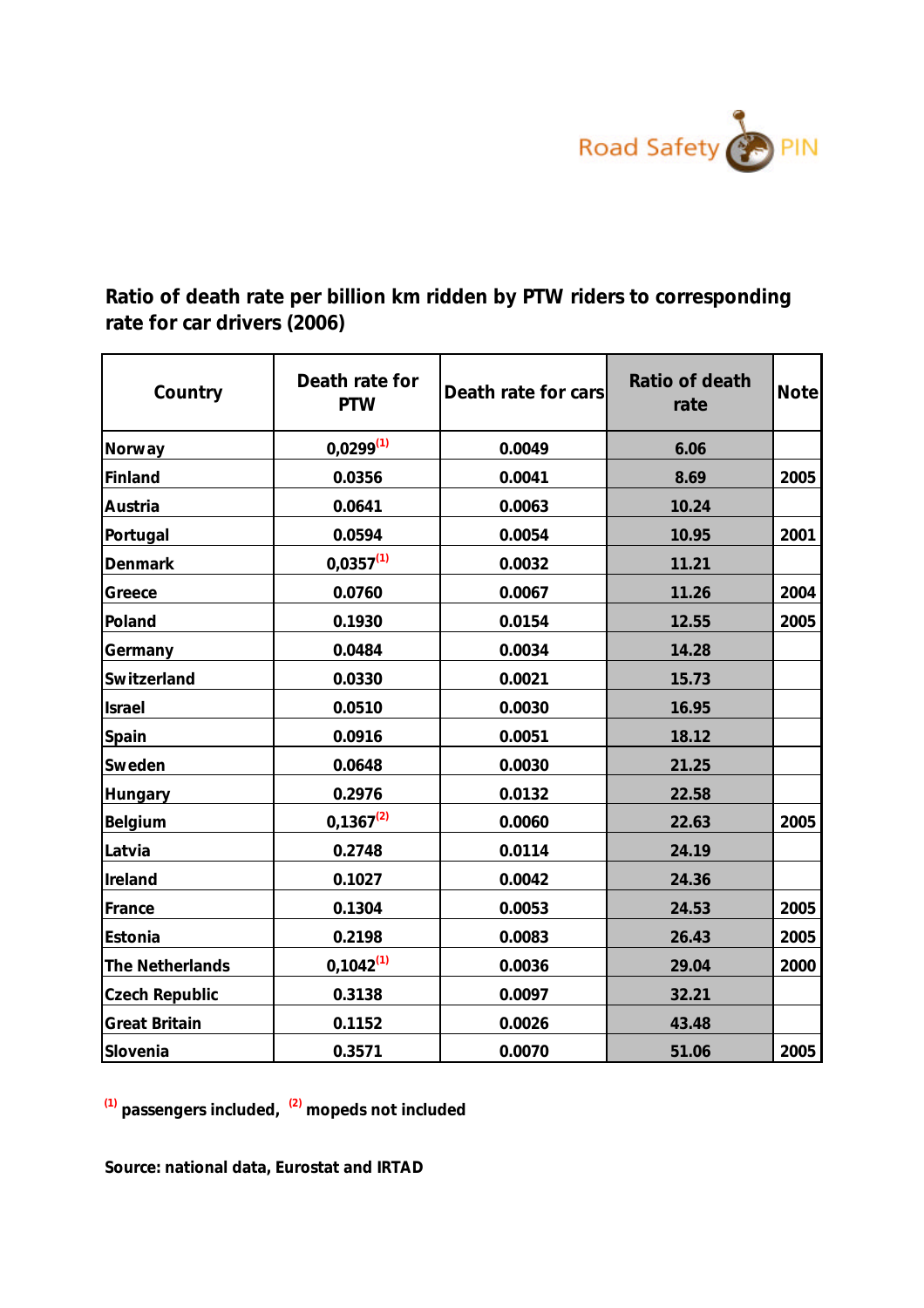## Ratio of death rate per billion km ridden by PTW riders to corresponding rate for car drivers (2006)

| Country | Death rate for PTW | Death rate for cars | Ratio of death rate | Note |
|---|---|---|---|---|
| Norway | 0,0299[1] | 0.0049 | 6.06 | |
| Finland | 0.0356 | 0.0041 | 8.69 | 2005 |
| Austria | 0.0641 | 0.0063 | 10.24 | |
| Portugal | 0.0594 | 0.0054 | 10.95 | 2001 |
| Denmark | 0,0357[1] | 0.0032 | 11.21 | |
| Greece | 0.0760 | 0.0067 | 11.26 | 2004 |
| Poland | 0.1930 | 0.0154 | 12.55 | 2005 |
| Germany | 0.0484 | 0.0034 | 14.28 | |
| Switzerland | 0.0330 | 0.0021 | 15.73 | |
| Israel | 0.0510 | 0.0030 | 16.95 | |
| Spain | 0.0916 | 0.0051 | 18.12 | |
| Sweden | 0.0648 | 0.0030 | 21.25 | |
| Hungary | 0.2976 | 0.0132 | 22.58 | |
| Belgium | 0,1367[2] | 0.0060 | 22.63 | 2005 |
| Latvia | 0.2748 | 0.0114 | 24.19 | |
| Ireland | 0.1027 | 0.0042 | 24.36 | |
| France | 0.1304 | 0.0053 | 24.53 | 2005 |
| Estonia | 0.2198 | 0.0083 | 26.43 | 2005 |
| The Netherlands | 0,1042[1] | 0.0036 | 29.04 | 2000 |
| Czech Republic | 0.3138 | 0.0097 | 32.21 | |
| Great Britain | 0.1152 | 0.0026 | 43.48 | |
| Slovenia | 0.3571 | 0.0070 | 51.06 | 2005 |

[1] passengers included, [2] mopeds not included

Source: national data, Eurostat and IRTAD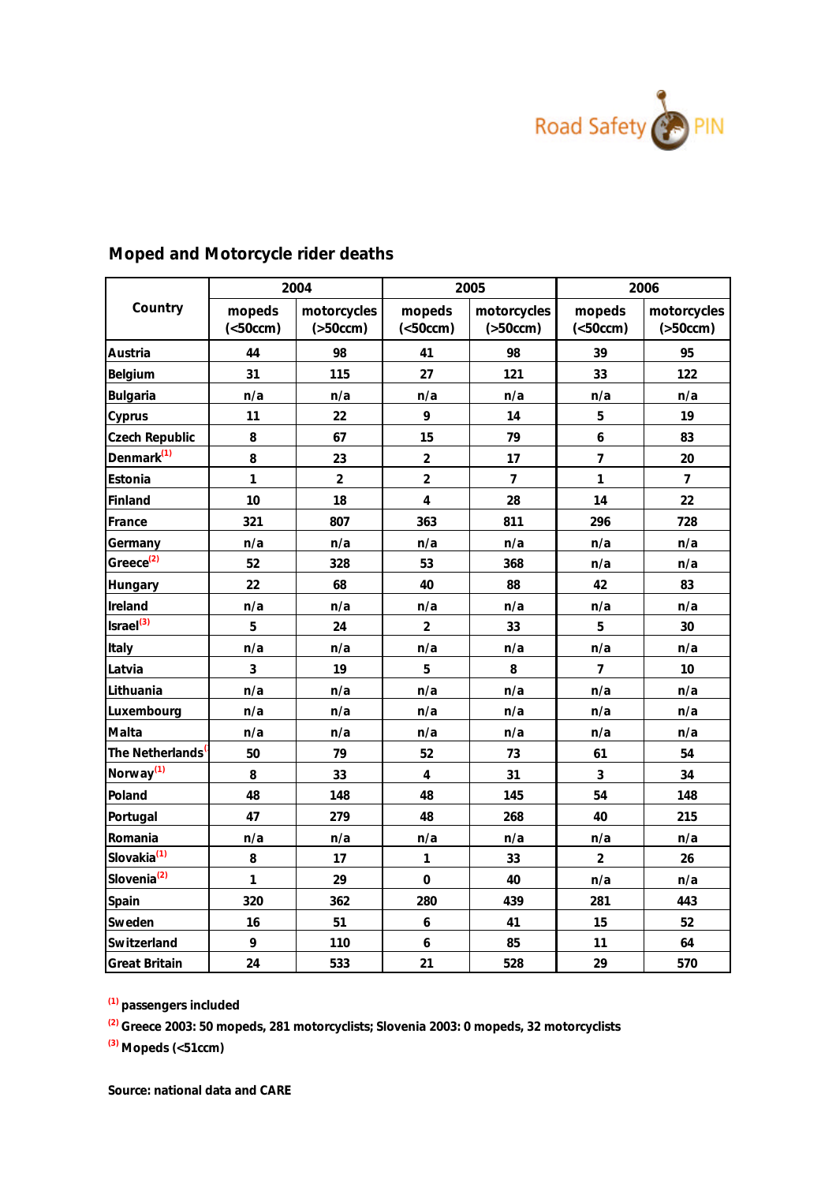## Moped and Motorcycle rider deaths

| Country | 2004 | | 2005 | | 2006 | |
|---|---|---|---|---|---|---|
| | mopeds (<50ccm) | motorcycles (>50ccm) | mopeds (<50ccm) | motorcycles (>50ccm) | mopeds (<50ccm) | motorcycles (>50ccm) |
| Austria | 44 | 98 | 41 | 98 | 39 | 95 |
| Belgium | 31 | 115 | 27 | 121 | 33 | 122 |
| Bulgaria | n/a | n/a | n/a | n/a | n/a | n/a |
| Cyprus | 11 | 22 | 9 | 14 | 5 | 19 |
| Czech Republic | 8 | 67 | 15 | 79 | 6 | 83 |
| Denmark[1] | 8 | 23 | 2 | 17 | 7 | 20 |
| Estonia | 1 | 2 | 2 | 7 | 1 | 7 |
| Finland | 10 | 18 | 4 | 28 | 14 | 22 |
| France | 321 | 807 | 363 | 811 | 296 | 728 |
| Germany | n/a | n/a | n/a | n/a | n/a | n/a |
| Greece[2] | 52 | 328 | 53 | 368 | n/a | n/a |
| Hungary | 22 | 68 | 40 | 88 | 42 | 83 |
| Ireland | n/a | n/a | n/a | n/a | n/a | n/a |
| Israel[3] | 5 | 24 | 2 | 33 | 5 | 30 |
| Italy | n/a | n/a | n/a | n/a | n/a | n/a |
| Latvia | 3 | 19 | 5 | 8 | 7 | 10 |
| Lithuania | n/a | n/a | n/a | n/a | n/a | n/a |
| Luxembourg | n/a | n/a | n/a | n/a | n/a | n/a |
| Malta | n/a | n/a | n/a | n/a | n/a | n/a |
| The Netherlands[ | 50 | 79 | 52 | 73 | 61 | 54 |
| Norway[1] | 8 | 33 | 4 | 31 | 3 | 34 |
| Poland | 48 | 148 | 48 | 145 | 54 | 148 |
| Portugal | 47 | 279 | 48 | 268 | 40 | 215 |
| Romania | n/a | n/a | n/a | n/a | n/a | n/a |
| Slovakia[1] | 8 | 17 | 1 | 33 | 2 | 26 |
| Slovenia[2] | 1 | 29 | 0 | 40 | n/a | n/a |
| Spain | 320 | 362 | 280 | 439 | 281 | 443 |
| Sweden | 16 | 51 | 6 | 41 | 15 | 52 |
| Switzerland | 9 | 110 | 6 | 85 | 11 | 64 |
| Great Britain | 24 | 533 | 21 | 528 | 29 | 570 |

[1] passengers included

[2] Greece 2003: 50 mopeds, 281 motorcyclists; Slovenia 2003: 0 mopeds, 32 motorcyclists

[3] Mopeds (<51ccm)

Source: national data and CARE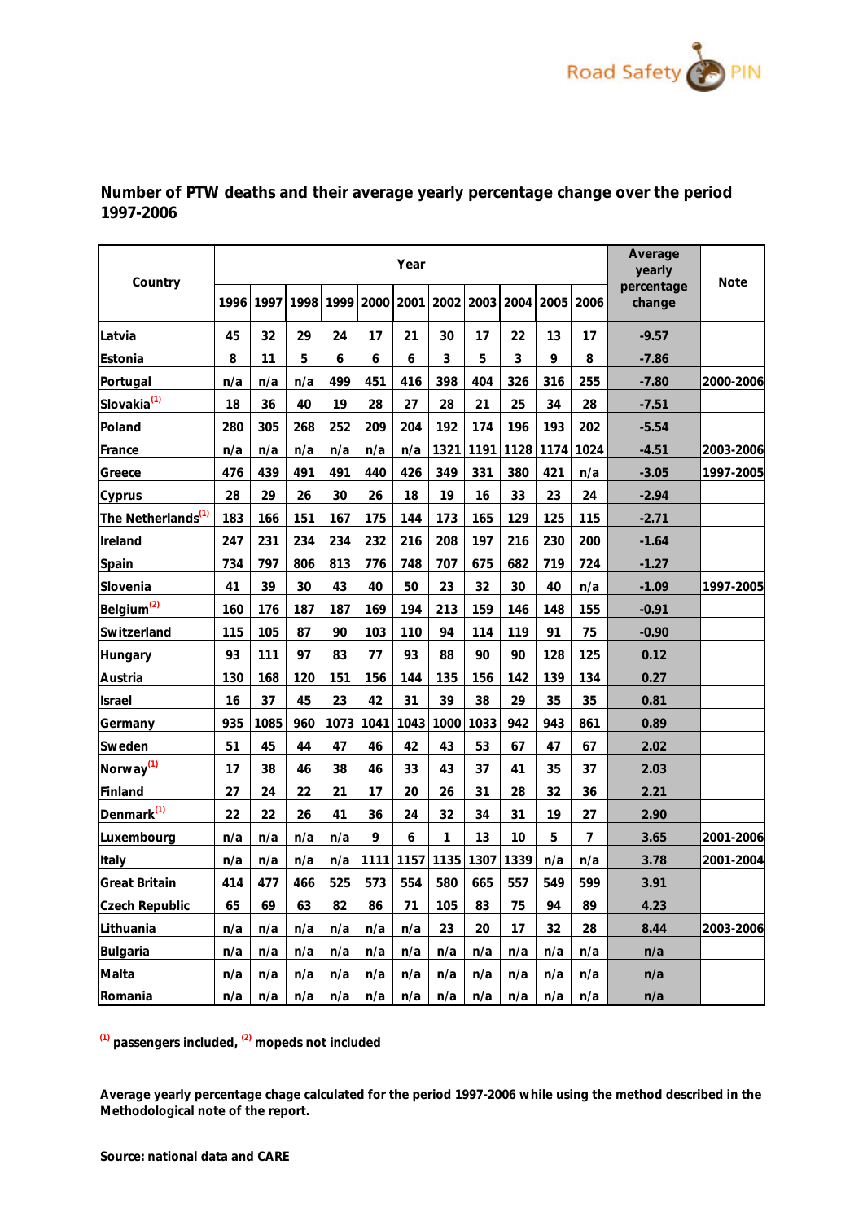## Number of PTW deaths and their average yearly percentage change over the period 1997-2006

| Country | Year | | | | | | | | | | | Average yearly percentage change | Note |
|---|---|---|---|---|---|---|---|---|---|---|---|---|---|
| | 1996 | 1997 | 1998 | 1999 | 2000 | 2001 | 2002 | 2003 | 2004 | 2005 | 2006 | | |
| Latvia | 45 | 32 | 29 | 24 | 17 | 21 | 30 | 17 | 22 | 13 | 17 | -9.57 | |
| Estonia | 8 | 11 | 5 | 6 | 6 | 6 | 3 | 5 | 3 | 9 | 8 | -7.86 | |
| Portugal | n/a | n/a | n/a | 499 | 451 | 416 | 398 | 404 | 326 | 316 | 255 | -7.80 | 2000-2006 |
| Slovakia[1] | 18 | 36 | 40 | 19 | 28 | 27 | 28 | 21 | 25 | 34 | 28 | -7.51 | |
| Poland | 280 | 305 | 268 | 252 | 209 | 204 | 192 | 174 | 196 | 193 | 202 | -5.54 | |
| France | n/a | n/a | n/a | n/a | n/a | n/a | 1321 | 1191 | 1128 | 1174 | 1024 | -4.51 | 2003-2006 |
| Greece | 476 | 439 | 491 | 491 | 440 | 426 | 349 | 331 | 380 | 421 | n/a | -3.05 | 1997-2005 |
| Cyprus | 28 | 29 | 26 | 30 | 26 | 18 | 19 | 16 | 33 | 23 | 24 | -2.94 | |
| The Netherlands[1] | 183 | 166 | 151 | 167 | 175 | 144 | 173 | 165 | 129 | 125 | 115 | -2.71 | |
| Ireland | 247 | 231 | 234 | 234 | 232 | 216 | 208 | 197 | 216 | 230 | 200 | -1.64 | |
| Spain | 734 | 797 | 806 | 813 | 776 | 748 | 707 | 675 | 682 | 719 | 724 | -1.27 | |
| Slovenia | 41 | 39 | 30 | 43 | 40 | 50 | 23 | 32 | 30 | 40 | n/a | -1.09 | 1997-2005 |
| Belgium[2] | 160 | 176 | 187 | 187 | 169 | 194 | 213 | 159 | 146 | 148 | 155 | -0.91 | |
| Switzerland | 115 | 105 | 87 | 90 | 103 | 110 | 94 | 114 | 119 | 91 | 75 | -0.90 | |
| Hungary | 93 | 111 | 97 | 83 | 77 | 93 | 88 | 90 | 90 | 128 | 125 | 0.12 | |
| Austria | 130 | 168 | 120 | 151 | 156 | 144 | 135 | 156 | 142 | 139 | 134 | 0.27 | |
| Israel | 16 | 37 | 45 | 23 | 42 | 31 | 39 | 38 | 29 | 35 | 35 | 0.81 | |
| Germany | 935 | 1085 | 960 | 1073 | 1041 | 1043 | 1000 | 1033 | 942 | 943 | 861 | 0.89 | |
| Sweden | 51 | 45 | 44 | 47 | 46 | 42 | 43 | 53 | 67 | 47 | 67 | 2.02 | |
| Norway[1] | 17 | 38 | 46 | 38 | 46 | 33 | 43 | 37 | 41 | 35 | 37 | 2.03 | |
| Finland | 27 | 24 | 22 | 21 | 17 | 20 | 26 | 31 | 28 | 32 | 36 | 2.21 | |
| Denmark[1] | 22 | 22 | 26 | 41 | 36 | 24 | 32 | 34 | 31 | 19 | 27 | 2.90 | |
| Luxembourg | n/a | n/a | n/a | n/a | 9 | 6 | 1 | 13 | 10 | 5 | 7 | 3.65 | 2001-2006 |
| Italy | n/a | n/a | n/a | n/a | 1111 | 1157 | 1135 | 1307 | 1339 | n/a | n/a | 3.78 | 2001-2004 |
| Great Britain | 414 | 477 | 466 | 525 | 573 | 554 | 580 | 665 | 557 | 549 | 599 | 3.91 | |
| Czech Republic | 65 | 69 | 63 | 82 | 86 | 71 | 105 | 83 | 75 | 94 | 89 | 4.23 | |
| Lithuania | n/a | n/a | n/a | n/a | n/a | n/a | 23 | 20 | 17 | 32 | 28 | 8.44 | 2003-2006 |
| Bulgaria | n/a | n/a | n/a | n/a | n/a | n/a | n/a | n/a | n/a | n/a | n/a | n/a | |
| Malta | n/a | n/a | n/a | n/a | n/a | n/a | n/a | n/a | n/a | n/a | n/a | n/a | |
| Romania | n/a | n/a | n/a | n/a | n/a | n/a | n/a | n/a | n/a | n/a | n/a | n/a | |

**[1] passengers included, [2] mopeds not included**

**Average yearly percentage chage calculated for the period 1997-2006 while using the method described in the Methodological note of the report.**

**Source: national data and CARE**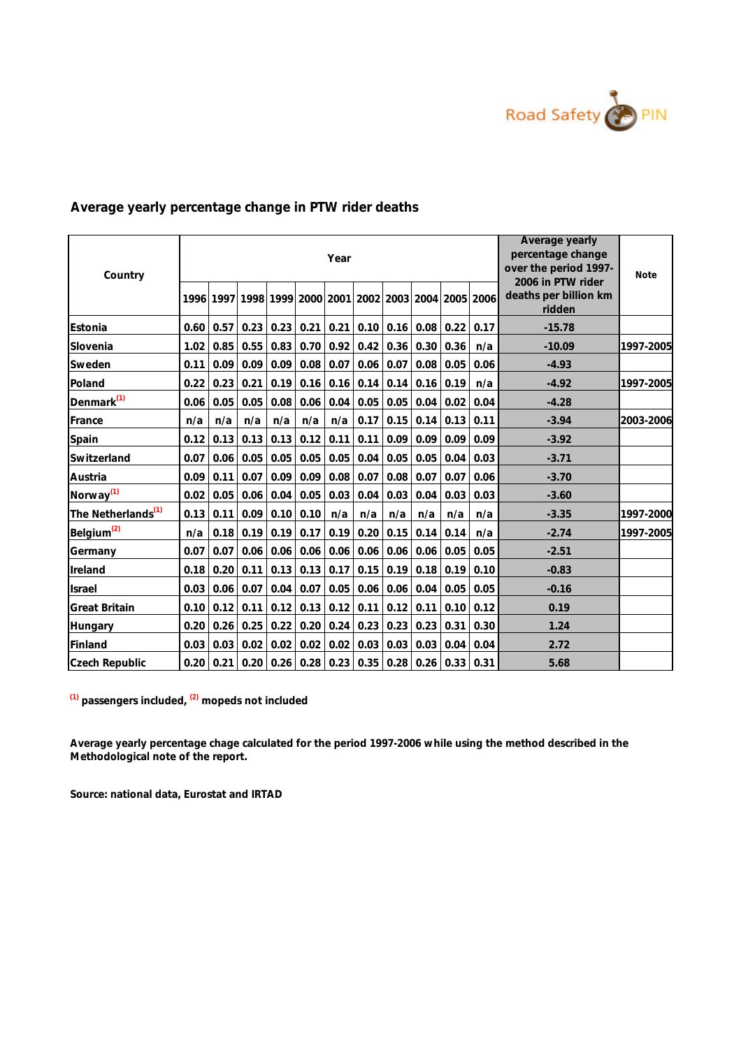## Average yearly percentage change in PTW rider deaths

| Country | Year | | | | | | | | | | | Average yearly percentage change over the period 1997-2006 in PTW rider deaths per billion km ridden | Note |
|---|---|---|---|---|---|---|---|---|---|---|---|---|---|
| | 1996 | 1997 | 1998 | 1999 | 2000 | 2001 | 2002 | 2003 | 2004 | 2005 | 2006 | | |
| Estonia | 0.60 | 0.57 | 0.23 | 0.23 | 0.21 | 0.21 | 0.10 | 0.16 | 0.08 | 0.22 | 0.17 | -15.78 | |
| Slovenia | 1.02 | 0.85 | 0.55 | 0.83 | 0.70 | 0.92 | 0.42 | 0.36 | 0.30 | 0.36 | n/a | -10.09 | 1997-2005 |
| Sweden | 0.11 | 0.09 | 0.09 | 0.09 | 0.08 | 0.07 | 0.06 | 0.07 | 0.08 | 0.05 | 0.06 | -4.93 | |
| Poland | 0.22 | 0.23 | 0.21 | 0.19 | 0.16 | 0.16 | 0.14 | 0.14 | 0.16 | 0.19 | n/a | -4.92 | 1997-2005 |
| Denmark[1] | 0.06 | 0.05 | 0.05 | 0.08 | 0.06 | 0.04 | 0.05 | 0.05 | 0.04 | 0.02 | 0.04 | -4.28 | |
| France | n/a | n/a | n/a | n/a | n/a | n/a | 0.17 | 0.15 | 0.14 | 0.13 | 0.11 | -3.94 | 2003-2006 |
| Spain | 0.12 | 0.13 | 0.13 | 0.13 | 0.12 | 0.11 | 0.11 | 0.09 | 0.09 | 0.09 | 0.09 | -3.92 | |
| Switzerland | 0.07 | 0.06 | 0.05 | 0.05 | 0.05 | 0.05 | 0.04 | 0.05 | 0.05 | 0.04 | 0.03 | -3.71 | |
| Austria | 0.09 | 0.11 | 0.07 | 0.09 | 0.09 | 0.08 | 0.07 | 0.08 | 0.07 | 0.07 | 0.06 | -3.70 | |
| Norway[1] | 0.02 | 0.05 | 0.06 | 0.04 | 0.05 | 0.03 | 0.04 | 0.03 | 0.04 | 0.03 | 0.03 | -3.60 | |
| The Netherlands[1] | 0.13 | 0.11 | 0.09 | 0.10 | 0.10 | n/a | n/a | n/a | n/a | n/a | n/a | -3.35 | 1997-2000 |
| Belgium[2] | n/a | 0.18 | 0.19 | 0.19 | 0.17 | 0.19 | 0.20 | 0.15 | 0.14 | 0.14 | n/a | -2.74 | 1997-2005 |
| Germany | 0.07 | 0.07 | 0.06 | 0.06 | 0.06 | 0.06 | 0.06 | 0.06 | 0.06 | 0.05 | 0.05 | -2.51 | |
| Ireland | 0.18 | 0.20 | 0.11 | 0.13 | 0.13 | 0.17 | 0.15 | 0.19 | 0.18 | 0.19 | 0.10 | -0.83 | |
| Israel | 0.03 | 0.06 | 0.07 | 0.04 | 0.07 | 0.05 | 0.06 | 0.06 | 0.04 | 0.05 | 0.05 | -0.16 | |
| Great Britain | 0.10 | 0.12 | 0.11 | 0.12 | 0.13 | 0.12 | 0.11 | 0.12 | 0.11 | 0.10 | 0.12 | 0.19 | |
| Hungary | 0.20 | 0.26 | 0.25 | 0.22 | 0.20 | 0.24 | 0.23 | 0.23 | 0.23 | 0.31 | 0.30 | 1.24 | |
| Finland | 0.03 | 0.03 | 0.02 | 0.02 | 0.02 | 0.02 | 0.03 | 0.03 | 0.03 | 0.04 | 0.04 | 2.72 | |
| Czech Republic | 0.20 | 0.21 | 0.20 | 0.26 | 0.28 | 0.23 | 0.35 | 0.28 | 0.26 | 0.33 | 0.31 | 5.68 | |

**[1] passengers included, [2] mopeds not included**

**Average yearly percentage chage calculated for the period 1997-2006 while using the method described in the Methodological note of the report.**

**Source: national data, Eurostat and IRTAD**